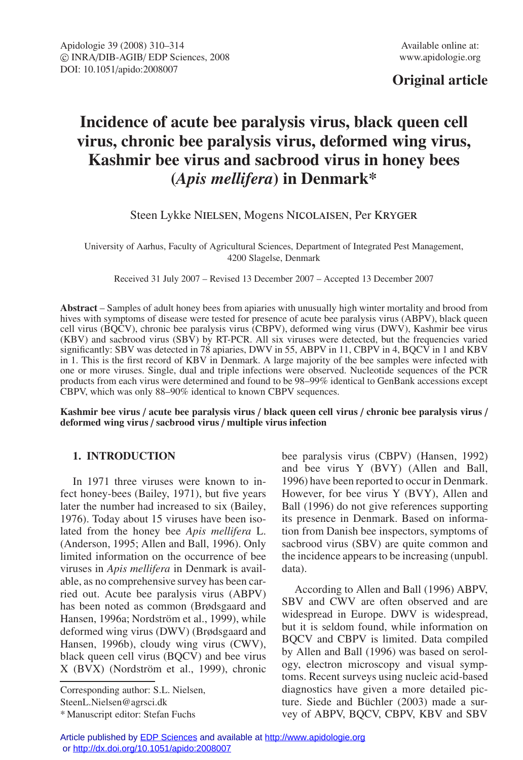**Original article**

# Incidence of acute bee paralysis virus, black queen cell virus, chronic bee paralysis virus, deformed wing virus, Kashmir bee virus and sacbrood virus in honey bees (*Apis mellifera*) in Denmark*

Steen Lykke Nielsen, Mogens Nicolaisen, Per Kryger

University of Aarhus, Faculty of Agricultural Sciences, Department of Integrated Pest Management, 4200 Slagelse, Denmark

Received 31 July 2007 – Revised 13 December 2007 – Accepted 13 December 2007

**Abstract** – Samples of adult honey bees from apiaries with unusually high winter mortality and brood from hives with symptoms of disease were tested for presence of acute bee paralysis virus (ABPV), black queen cell virus (BQCV), chronic bee paralysis virus (CBPV), deformed wing virus (DWV), Kashmir bee virus (KBV) and sacbrood virus (SBV) by RT-PCR. All six viruses were detected, but the frequencies varied significantly: SBV was detected in 78 apiaries, DWV in 55, ABPV in 11, CBPV in 4, BQCV in 1 and KBV in 1. This is the first record of KBV in Denmark. A large majority of the bee samples were infected with one or more viruses. Single, dual and triple infections were observed. Nucleotide sequences of the PCR products from each virus were determined and found to be 98–99% identical to GenBank accessions except CBPV, which was only 88–90% identical to known CBPV sequences.

**Kashmir bee virus / acute bee paralysis virus / black queen cell virus / chronic bee paralysis virus / deformed wing virus / sacbrood virus / multiple virus infection**

## 1. INTRODUCTION

In 1971 three viruses were known to infect honey-bees (Bailey, 1971), but five years later the number had increased to six (Bailey, 1976). Today about 15 viruses have been isolated from the honey bee *Apis mellifera* L. (Anderson, 1995; Allen and Ball, 1996). Only limited information on the occurrence of bee viruses in *Apis mellifera* in Denmark is available, as no comprehensive survey has been carried out. Acute bee paralysis virus (ABPV) has been noted as common (Brødsgaard and Hansen, 1996a; Nordström et al., 1999), while deformed wing virus (DWV) (Brødsgaard and Hansen, 1996b), cloudy wing virus (CWV), black queen cell virus (BQCV) and bee virus X (BVX) (Nordström et al., 1999), chronic bee paralysis virus (CBPV) (Hansen, 1992) and bee virus Y (BVY) (Allen and Ball, 1996) have been reported to occur in Denmark. However, for bee virus Y (BVY), Allen and Ball (1996) do not give references supporting its presence in Denmark. Based on information from Danish bee inspectors, symptoms of sacbrood virus (SBV) are quite common and the incidence appears to be increasing (unpubl. data).

According to Allen and Ball (1996) ABPV, SBV and CWV are often observed and are widespread in Europe. DWV is widespread, but it is seldom found, while information on BQCV and CBPV is limited. Data compiled by Allen and Ball (1996) was based on serology, electron microscopy and visual symptoms. Recent surveys using nucleic acid-based diagnostics have given a more detailed picture. Siede and Büchler (2003) made a survey of ABPV, BQCV, CBPV, KBV and SBV

Corresponding author: S.L. Nielsen, SteenL.Nielsen@agrsci.dk

\* Manuscript editor: Stefan Fuchs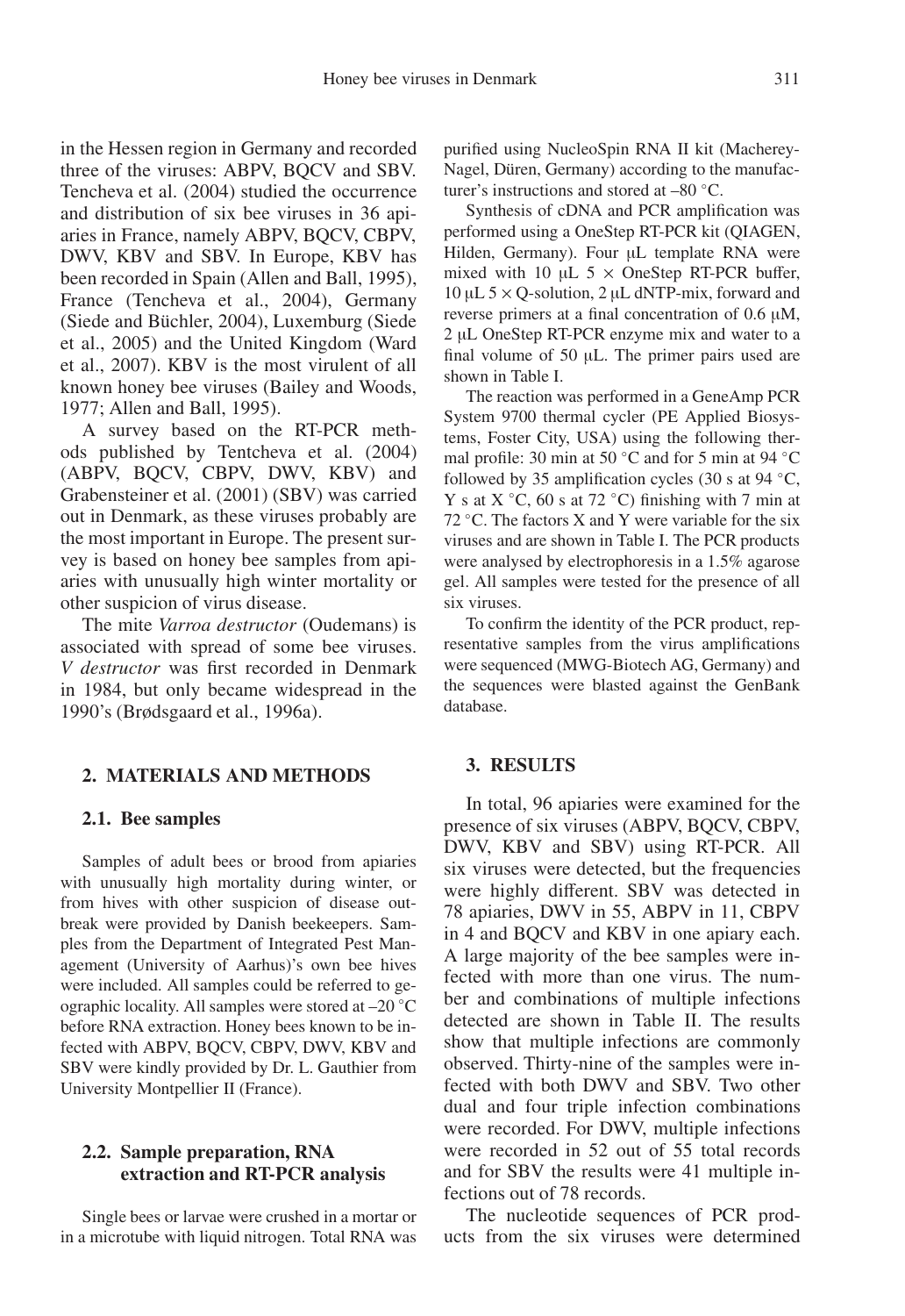in the Hessen region in Germany and recorded three of the viruses: ABPV, BQCV and SBV. Tencheva et al. (2004) studied the occurrence and distribution of six bee viruses in 36 apiaries in France, namely ABPV, BQCV, CBPV, DWV, KBV and SBV. In Europe, KBV has been recorded in Spain (Allen and Ball, 1995), France (Tencheva et al., 2004), Germany (Siede and Büchler, 2004), Luxemburg (Siede et al., 2005) and the United Kingdom (Ward et al., 2007). KBV is the most virulent of all known honey bee viruses (Bailey and Woods, 1977; Allen and Ball, 1995).

A survey based on the RT-PCR methods published by Tentcheva et al. (2004) (ABPV, BQCV, CBPV, DWV, KBV) and Grabensteiner et al. (2001) (SBV) was carried out in Denmark, as these viruses probably are the most important in Europe. The present survey is based on honey bee samples from apiaries with unusually high winter mortality or other suspicion of virus disease.

The mite *Varroa destructor* (Oudemans) is associated with spread of some bee viruses. *V destructor* was first recorded in Denmark in 1984, but only became widespread in the 1990's (Brødsgaard et al., 1996a).

## 2. MATERIALS AND METHODS

### 2.1. Bee samples

Samples of adult bees or brood from apiaries with unusually high mortality during winter, or from hives with other suspicion of disease outbreak were provided by Danish beekeepers. Samples from the Department of Integrated Pest Management (University of Aarhus)'s own bee hives were included. All samples could be referred to geographic locality. All samples were stored at –20 °C before RNA extraction. Honey bees known to be infected with ABPV, BQCV, CBPV, DWV, KBV and SBV were kindly provided by Dr. L. Gauthier from University Montpellier II (France).

### 2.2. Sample preparation, RNA extraction and RT-PCR analysis

Single bees or larvae were crushed in a mortar or in a microtube with liquid nitrogen. Total RNA was purified using NucleoSpin RNA II kit (Macherey-Nagel, Düren, Germany) according to the manufacturer's instructions and stored at –80 °C.

Synthesis of cDNA and PCR amplification was performed using a OneStep RT-PCR kit (QIAGEN, Hilden, Germany). Four μL template RNA were mixed with 10 μL 5 × OneStep RT-PCR buffer, 10 μL 5 × Q-solution, 2 μL dNTP-mix, forward and reverse primers at a final concentration of 0.6 μM, 2 μL OneStep RT-PCR enzyme mix and water to a final volume of 50 μL. The primer pairs used are shown in Table I.

The reaction was performed in a GeneAmp PCR System 9700 thermal cycler (PE Applied Biosystems, Foster City, USA) using the following thermal profile: 30 min at 50 °C and for 5 min at 94 °C followed by 35 amplification cycles (30 s at 94 °C, Y s at X °C, 60 s at 72 °C) finishing with 7 min at 72 °C. The factors X and Y were variable for the six viruses and are shown in Table I. The PCR products were analysed by electrophoresis in a 1.5% agarose gel. All samples were tested for the presence of all six viruses.

To confirm the identity of the PCR product, representative samples from the virus amplifications were sequenced (MWG-Biotech AG, Germany) and the sequences were blasted against the GenBank database.

## 3. RESULTS

In total, 96 apiaries were examined for the presence of six viruses (ABPV, BQCV, CBPV, DWV, KBV and SBV) using RT-PCR. All six viruses were detected, but the frequencies were highly different. SBV was detected in 78 apiaries, DWV in 55, ABPV in 11, CBPV in 4 and BQCV and KBV in one apiary each. A large majority of the bee samples were infected with more than one virus. The number and combinations of multiple infections detected are shown in Table II. The results show that multiple infections are commonly observed. Thirty-nine of the samples were infected with both DWV and SBV. Two other dual and four triple infection combinations were recorded. For DWV, multiple infections were recorded in 52 out of 55 total records and for SBV the results were 41 multiple infections out of 78 records.

The nucleotide sequences of PCR products from the six viruses were determined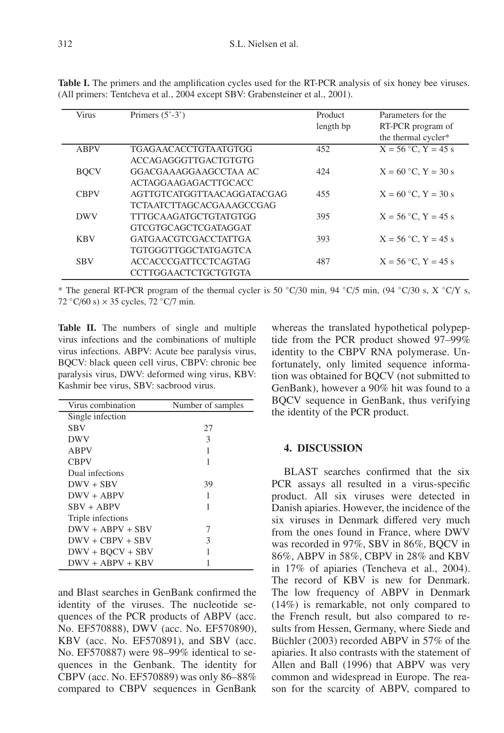**Table I.** The primers and the amplification cycles used for the RT-PCR analysis of six honey bee viruses. (All primers: Tentcheva et al., 2004 except SBV: Grabensteiner et al., 2001).

| Virus | Primers (5'-3') | Product length bp | Parameters for the RT-PCR program of the thermal cycler* |
|---|---|---|---|
| ABPV | TGAGAACACCTGTAATGTGG<br>ACCAGAGGGTTGACTGTGTG | 452 | X = 56 °C, Y = 45 s |
| BQCV | GGACGAAAGGAAGCCTAA AC<br>ACTAGGAAGAGACTTGCACC | 424 | X = 60 °C, Y = 30 s |
| CBPV | AGTTGTCATGGTTAACAGGATACGAG<br>TCTAATCTTAGCACGAAAGCCGAG | 455 | X = 60 °C, Y = 30 s |
| DWV | TTTGCAAGATGCTGTATGTGG<br>GTCGTGCAGCTCGATAGGAT | 395 | X = 56 °C, Y = 45 s |
| KBV | GATGAACGTCGACCTATTGA<br>TGTGGGTTGGCTATGAGTCA | 393 | X = 56 °C, Y = 45 s |
| SBV | ACCACCCGATTCCTCAGTAG<br>CCTTGGAACTCTGCTGTGTA | 487 | X = 56 °C, Y = 45 s |

\* The general RT-PCR program of the thermal cycler is 50 °C/30 min, 94 °C/5 min, (94 °C/30 s, X °C/Y s, 72 °C/60 s) × 35 cycles, 72 °C/7 min.

**Table II.** The numbers of single and multiple virus infections and the combinations of multiple virus infections. ABPV: Acute bee paralysis virus, BQCV: black queen cell virus, CBPV: chronic bee paralysis virus, DWV: deformed wing virus, KBV: Kashmir bee virus, SBV: sacbrood virus.

| Virus combination | Number of samples |
|---|---|
| Single infection | |
| SBV | 27 |
| DWV | 3 |
| ABPV | 1 |
| CBPV | 1 |
| Dual infections | |
| DWV + SBV | 39 |
| DWV + ABPV | 1 |
| SBV + ABPV | 1 |
| Triple infections | |
| DWV + ABPV + SBV | 7 |
| DWV + CBPV + SBV | 3 |
| DWV + BQCV + SBV | 1 |
| DWV + ABPV + KBV | 1 |

and Blast searches in GenBank confirmed the identity of the viruses. The nucleotide sequences of the PCR products of ABPV (acc. No. EF570888), DWV (acc. No. EF570890), KBV (acc. No. EF570891), and SBV (acc. No. EF570887) were 98–99% identical to sequences in the Genbank. The identity for CBPV (acc. No. EF570889) was only 86–88% compared to CBPV sequences in GenBank whereas the translated hypothetical polypeptide from the PCR product showed 97–99% identity to the CBPV RNA polymerase. Unfortunately, only limited sequence information was obtained for BQCV (not submitted to GenBank), however a 90% hit was found to a BQCV sequence in GenBank, thus verifying the identity of the PCR product.

## 4. DISCUSSION

BLAST searches confirmed that the six PCR assays all resulted in a virus-specific product. All six viruses were detected in Danish apiaries. However, the incidence of the six viruses in Denmark differed very much from the ones found in France, where DWV was recorded in 97%, SBV in 86%, BQCV in 86%, ABPV in 58%, CBPV in 28% and KBV in 17% of apiaries (Tencheva et al., 2004). The record of KBV is new for Denmark. The low frequency of ABPV in Denmark (14%) is remarkable, not only compared to the French result, but also compared to results from Hessen, Germany, where Siede and Büchler (2003) recorded ABPV in 57% of the apiaries. It also contrasts with the statement of Allen and Ball (1996) that ABPV was very common and widespread in Europe. The reason for the scarcity of ABPV, compared to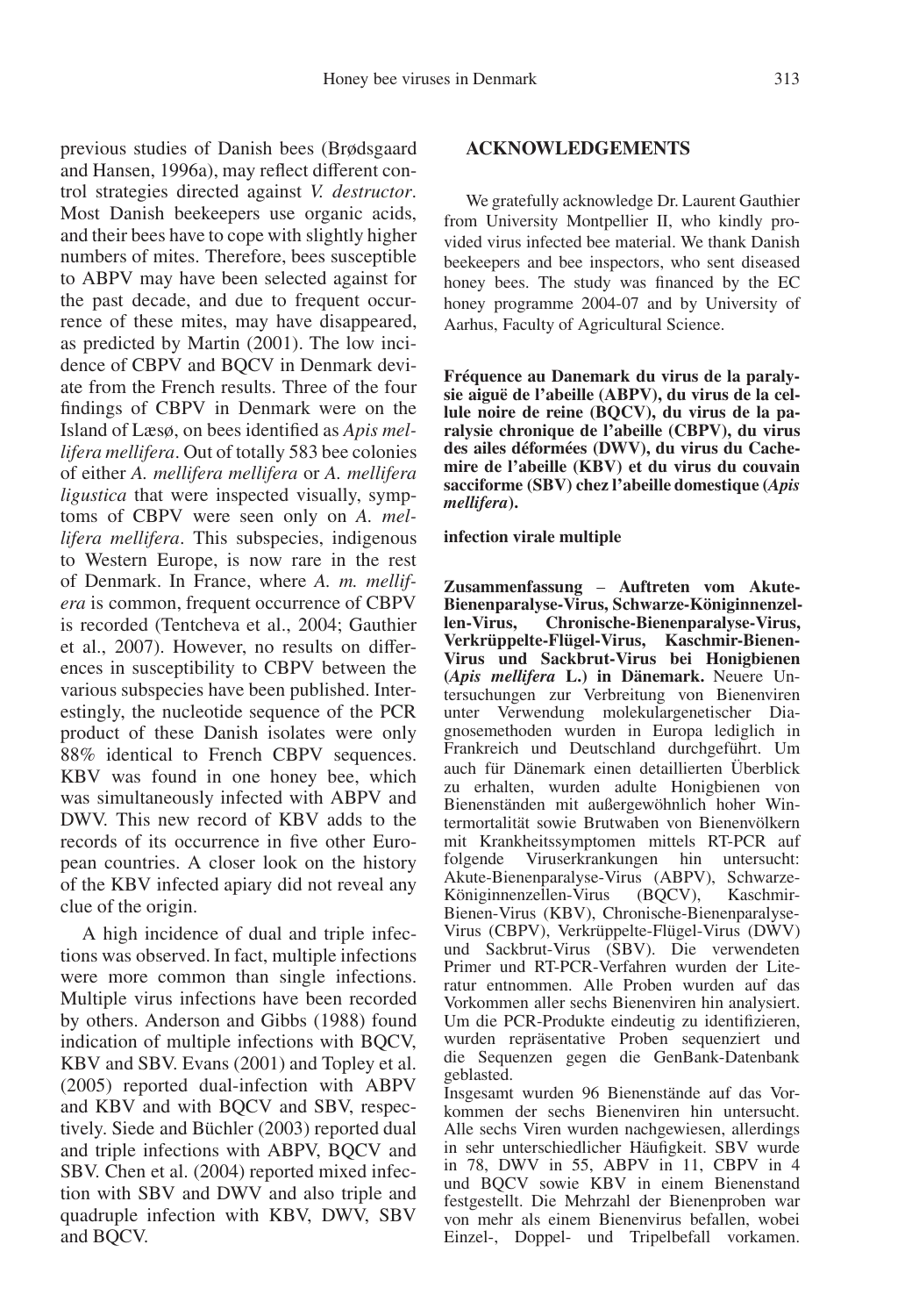previous studies of Danish bees (Brødsgaard and Hansen, 1996a), may reflect different control strategies directed against *V. destructor*. Most Danish beekeepers use organic acids, and their bees have to cope with slightly higher numbers of mites. Therefore, bees susceptible to ABPV may have been selected against for the past decade, and due to frequent occurrence of these mites, may have disappeared, as predicted by Martin (2001). The low incidence of CBPV and BQCV in Denmark deviate from the French results. Three of the four findings of CBPV in Denmark were on the Island of Læsø, on bees identified as *Apis mellifera mellifera*. Out of totally 583 bee colonies of either *A. mellifera mellifera* or *A. mellifera ligustica* that were inspected visually, symptoms of CBPV were seen only on *A. mellifera mellifera*. This subspecies, indigenous to Western Europe, is now rare in the rest of Denmark. In France, where *A. m. mellifera* is common, frequent occurrence of CBPV is recorded (Tentcheva et al., 2004; Gauthier et al., 2007). However, no results on differences in susceptibility to CBPV between the various subspecies have been published. Interestingly, the nucleotide sequence of the PCR product of these Danish isolates were only 88% identical to French CBPV sequences. KBV was found in one honey bee, which was simultaneously infected with ABPV and DWV. This new record of KBV adds to the records of its occurrence in five other European countries. A closer look on the history of the KBV infected apiary did not reveal any clue of the origin.

A high incidence of dual and triple infections was observed. In fact, multiple infections were more common than single infections. Multiple virus infections have been recorded by others. Anderson and Gibbs (1988) found indication of multiple infections with BQCV, KBV and SBV. Evans (2001) and Topley et al. (2005) reported dual-infection with ABPV and KBV and with BQCV and SBV, respectively. Siede and Büchler (2003) reported dual and triple infections with ABPV, BQCV and SBV. Chen et al. (2004) reported mixed infection with SBV and DWV and also triple and quadruple infection with KBV, DWV, SBV and BQCV.

## ACKNOWLEDGEMENTS

We gratefully acknowledge Dr. Laurent Gauthier from University Montpellier II, who kindly provided virus infected bee material. We thank Danish beekeepers and bee inspectors, who sent diseased honey bees. The study was financed by the EC honey programme 2004-07 and by University of Aarhus, Faculty of Agricultural Science.

**Fréquence au Danemark du virus de la paralysie aiguë de l'abeille (ABPV), du virus de la cellule noire de reine (BQCV), du virus de la paralysie chronique de l'abeille (CBPV), du virus des ailes déformées (DWV), du virus du Cachemire de l'abeille (KBV) et du virus du couvain sacciforme (SBV) chez l'abeille domestique (*Apis mellifera*).**

**infection virale multiple**

**Zusammenfassung** – **Auftreten vom Akute-Bienenparalyse-Virus, Schwarze-Königinnenzellen-Virus, Chronische-Bienenparalyse-Virus, Verkrüppelte-Flügel-Virus, Kaschmir-Bienen-Virus und Sackbrut-Virus bei Honigbienen (*Apis mellifera* L.) in Dänemark.** Neuere Untersuchungen zur Verbreitung von Bienenviren unter Verwendung molekulargenetischer Diagnosemethoden wurden in Europa lediglich in Frankreich und Deutschland durchgeführt. Um auch für Dänemark einen detaillierten Überblick zu erhalten, wurden adulte Honigbienen von Bienenständen mit außergewöhnlich hoher Wintermortalität sowie Brutwaben von Bienenvölkern mit Krankheitssymptomen mittels RT-PCR auf folgende Viruserkrankungen hin untersucht: Akute-Bienenparalyse-Virus (ABPV), Schwarze-Königinnenzellen-Virus (BQCV), Kaschmir-Bienen-Virus (KBV), Chronische-Bienenparalyse-Virus (CBPV), Verkrüppelte-Flügel-Virus (DWV) und Sackbrut-Virus (SBV). Die verwendeten Primer und RT-PCR-Verfahren wurden der Literatur entnommen. Alle Proben wurden auf das Vorkommen aller sechs Bienenviren hin analysiert. Um die PCR-Produkte eindeutig zu identifizieren, wurden repräsentative Proben sequenziert und die Sequenzen gegen die GenBank-Datenbank geblasted.

Insgesamt wurden 96 Bienenstände auf das Vorkommen der sechs Bienenviren hin untersucht. Alle sechs Viren wurden nachgewiesen, allerdings in sehr unterschiedlicher Häufigkeit. SBV wurde in 78, DWV in 55, ABPV in 11, CBPV in 4 und BQCV sowie KBV in einem Bienenstand festgestellt. Die Mehrzahl der Bienenproben war von mehr als einem Bienenvirus befallen, wobei Einzel-, Doppel- und Tripelbefall vorkamen.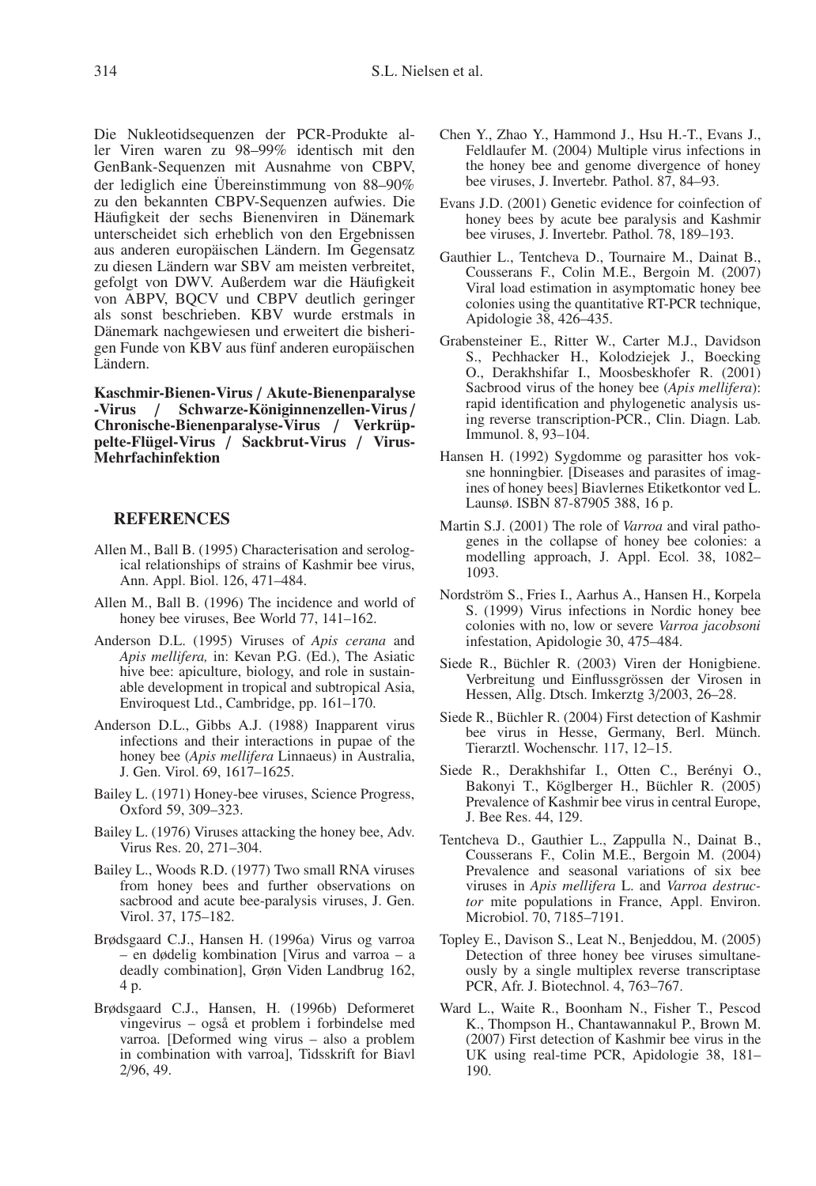Die Nukleotidsequenzen der PCR-Produkte aller Viren waren zu 98–99% identisch mit den GenBank-Sequenzen mit Ausnahme von CBPV, der lediglich eine Übereinstimmung von 88–90% zu den bekannten CBPV-Sequenzen aufwies. Die Häufigkeit der sechs Bienenviren in Dänemark unterscheidet sich erheblich von den Ergebnissen aus anderen europäischen Ländern. Im Gegensatz zu diesen Ländern war SBV am meisten verbreitet, gefolgt von DWV. Außerdem war die Häufigkeit von ABPV, BQCV und CBPV deutlich geringer als sonst beschrieben. KBV wurde erstmals in Dänemark nachgewiesen und erweitert die bisherigen Funde von KBV aus fünf anderen europäischen Ländern.

**Kaschmir-Bienen-Virus / Akute-Bienenparalyse-Virus / Schwarze-Königinnenzellen-Virus / Chronische-Bienenparalyse-Virus / Verkrüppelte-Flügel-Virus / Sackbrut-Virus / Virus-Mehrfachinfektion**

## REFERENCES

Allen M., Ball B. (1995) Characterisation and serological relationships of strains of Kashmir bee virus, Ann. Appl. Biol. 126, 471–484.

Allen M., Ball B. (1996) The incidence and world of honey bee viruses, Bee World 77, 141–162.

Anderson D.L. (1995) Viruses of *Apis cerana* and *Apis mellifera,* in: Kevan P.G. (Ed.), The Asiatic hive bee: apiculture, biology, and role in sustainable development in tropical and subtropical Asia, Enviroquest Ltd., Cambridge, pp. 161–170.

Anderson D.L., Gibbs A.J. (1988) Inapparent virus infections and their interactions in pupae of the honey bee (*Apis mellifera* Linnaeus) in Australia, J. Gen. Virol. 69, 1617–1625.

Bailey L. (1971) Honey-bee viruses, Science Progress, Oxford 59, 309–323.

Bailey L. (1976) Viruses attacking the honey bee, Adv. Virus Res. 20, 271–304.

Bailey L., Woods R.D. (1977) Two small RNA viruses from honey bees and further observations on sacbrood and acute bee-paralysis viruses, J. Gen. Virol. 37, 175–182.

Brødsgaard C.J., Hansen H. (1996a) Virus og varroa – en dødelig kombination [Virus and varroa – a deadly combination], Grøn Viden Landbrug 162, 4 p.

Brødsgaard C.J., Hansen, H. (1996b) Deformeret vingevirus – også et problem i forbindelse med varroa. [Deformed wing virus – also a problem in combination with varroa], Tidsskrift for Biavl 2/96, 49.

Chen Y., Zhao Y., Hammond J., Hsu H.-T., Evans J., Feldlaufer M. (2004) Multiple virus infections in the honey bee and genome divergence of honey bee viruses, J. Invertebr. Pathol. 87, 84–93.

Evans J.D. (2001) Genetic evidence for coinfection of honey bees by acute bee paralysis and Kashmir bee viruses, J. Invertebr. Pathol. 78, 189–193.

Gauthier L., Tentcheva D., Tournaire M., Dainat B., Cousserans F., Colin M.E., Bergoin M. (2007) Viral load estimation in asymptomatic honey bee colonies using the quantitative RT-PCR technique, Apidologie 38, 426–435.

Grabensteiner E., Ritter W., Carter M.J., Davidson S., Pechhacker H., Kolodziejek J., Boecking O., Derakhshifar I., Moosbeskhofer R. (2001) Sacbrood virus of the honey bee (*Apis mellifera*): rapid identification and phylogenetic analysis using reverse transcription-PCR., Clin. Diagn. Lab. Immunol. 8, 93–104.

Hansen H. (1992) Sygdomme og parasitter hos voksne honningbier. [Diseases and parasites of imagines of honey bees] Biavlernes Etiketkontor ved L. Launsø. ISBN 87-87905 388, 16 p.

Martin S.J. (2001) The role of *Varroa* and viral pathogenes in the collapse of honey bee colonies: a modelling approach, J. Appl. Ecol. 38, 1082–1093.

Nordström S., Fries I., Aarhus A., Hansen H., Korpela S. (1999) Virus infections in Nordic honey bee colonies with no, low or severe *Varroa jacobsoni* infestation, Apidologie 30, 475–484.

Siede R., Büchler R. (2003) Viren der Honigbiene. Verbreitung und Einflussgrössen der Virosen in Hessen, Allg. Dtsch. Imkerztg 3/2003, 26–28.

Siede R., Büchler R. (2004) First detection of Kashmir bee virus in Hesse, Germany, Berl. Münch. Tierarztl. Wochenschr. 117, 12–15.

Siede R., Derakhshifar I., Otten C., Berényi O., Bakonyi T., Köglberger H., Büchler R. (2005) Prevalence of Kashmir bee virus in central Europe, J. Bee Res. 44, 129.

Tentcheva D., Gauthier L., Zappulla N., Dainat B., Cousserans F., Colin M.E., Bergoin M. (2004) Prevalence and seasonal variations of six bee viruses in *Apis mellifera* L. and *Varroa destructor* mite populations in France, Appl. Environ. Microbiol. 70, 7185–7191.

Topley E., Davison S., Leat N., Benjeddou, M. (2005) Detection of three honey bee viruses simultaneously by a single multiplex reverse transcriptase PCR, Afr. J. Biotechnol. 4, 763–767.

Ward L., Waite R., Boonham N., Fisher T., Pescod K., Thompson H., Chantawannakul P., Brown M. (2007) First detection of Kashmir bee virus in the UK using real-time PCR, Apidologie 38, 181–190.